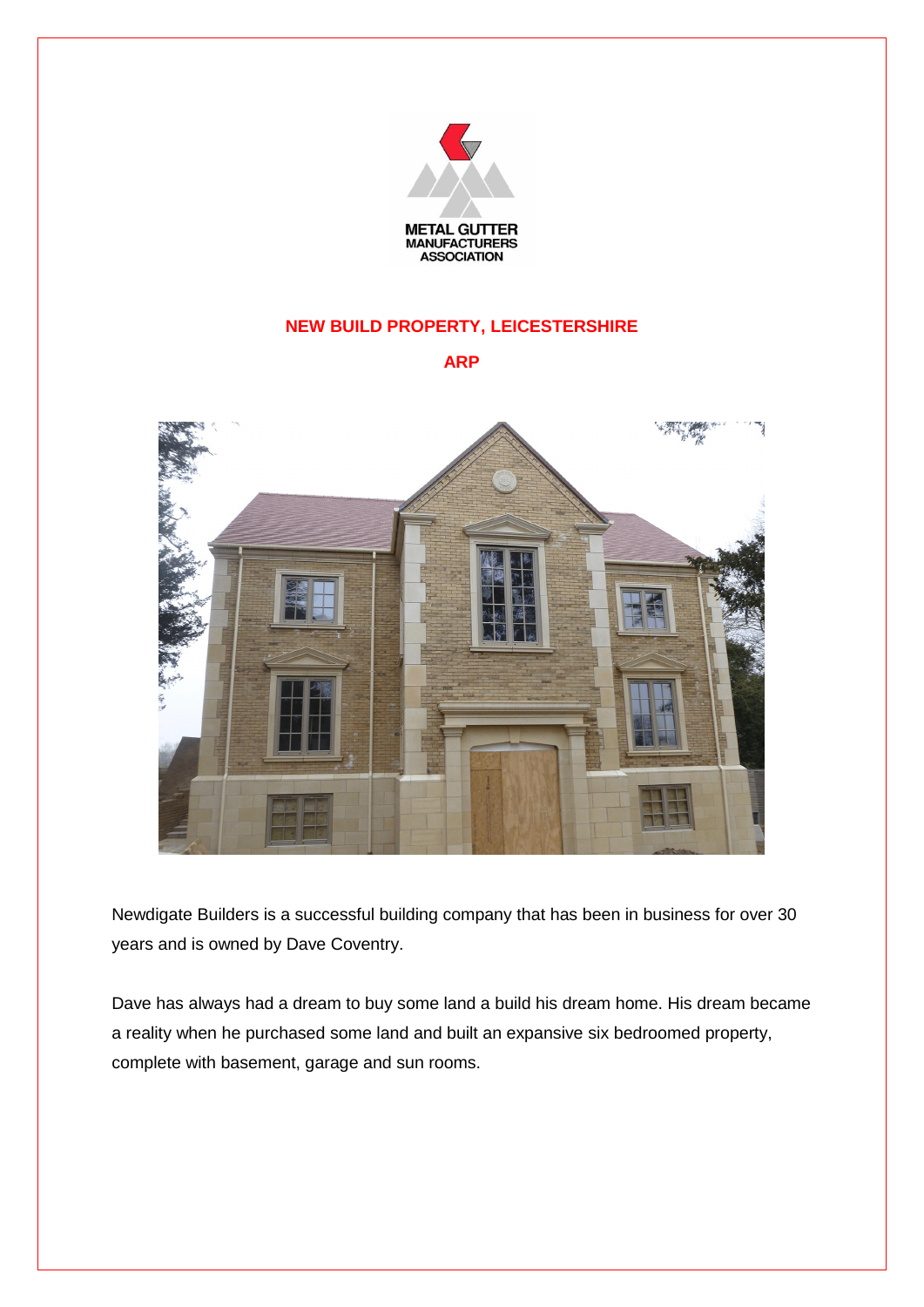METAL GUTTER MANUFACTURERS ASSOCIATION

## NEW BUILD PROPERTY, LEICESTERSHIRE

## ARP

Newdigate Builders is a successful building company that has been in business for over 30 years and is owned by Dave Coventry.

Dave has always had a dream to buy some land a build his dream home. His dream became a reality when he purchased some land and built an expansive six bedroomed property, complete with basement, garage and sun rooms.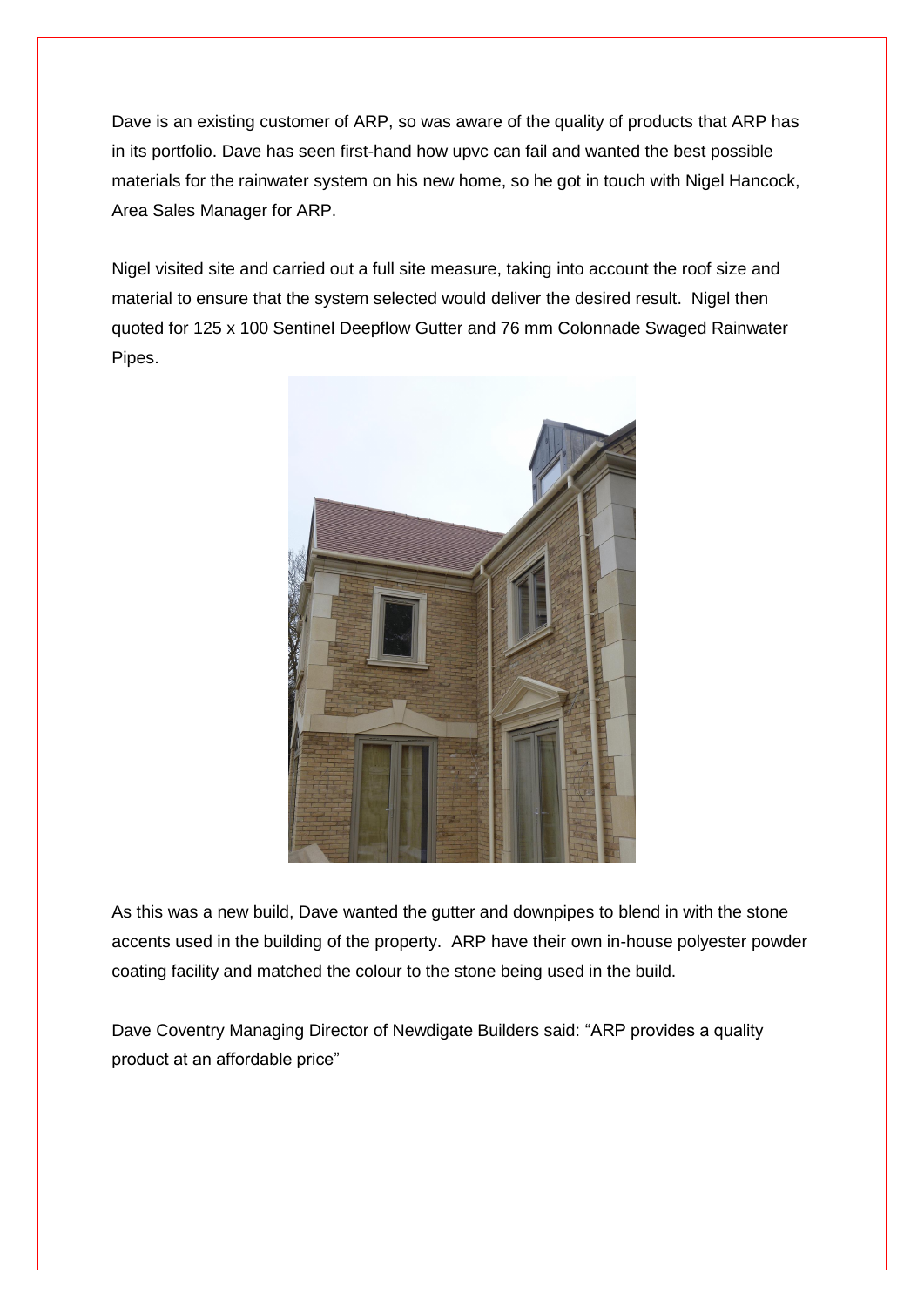Dave is an existing customer of ARP, so was aware of the quality of products that ARP has in its portfolio. Dave has seen first-hand how upvc can fail and wanted the best possible materials for the rainwater system on his new home, so he got in touch with Nigel Hancock, Area Sales Manager for ARP.

Nigel visited site and carried out a full site measure, taking into account the roof size and material to ensure that the system selected would deliver the desired result. Nigel then quoted for 125 x 100 Sentinel Deepflow Gutter and 76 mm Colonnade Swaged Rainwater Pipes.

As this was a new build, Dave wanted the gutter and downpipes to blend in with the stone accents used in the building of the property. ARP have their own in-house polyester powder coating facility and matched the colour to the stone being used in the build.

Dave Coventry Managing Director of Newdigate Builders said: “ARP provides a quality product at an affordable price”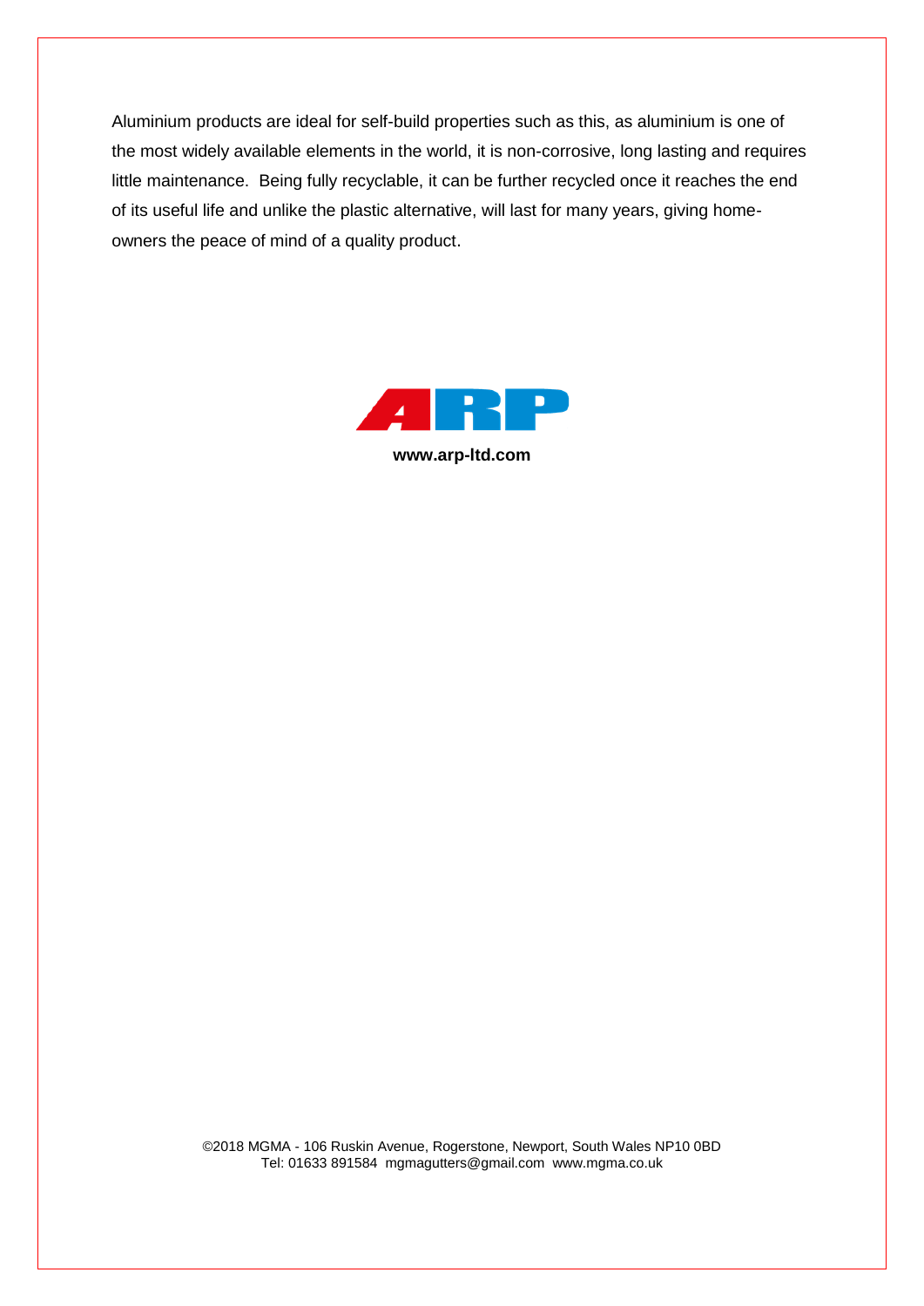Aluminium products are ideal for self-build properties such as this, as aluminium is one of the most widely available elements in the world, it is non-corrosive, long lasting and requires little maintenance. Being fully recyclable, it can be further recycled once it reaches the end of its useful life and unlike the plastic alternative, will last for many years, giving home-owners the peace of mind of a quality product.

ARP

**www.arp-ltd.com**

©2018 MGMA - 106 Ruskin Avenue, Rogerstone, Newport, South Wales NP10 0BD
Tel: 01633 891584 mgmagutters@gmail.com www.mgma.co.uk